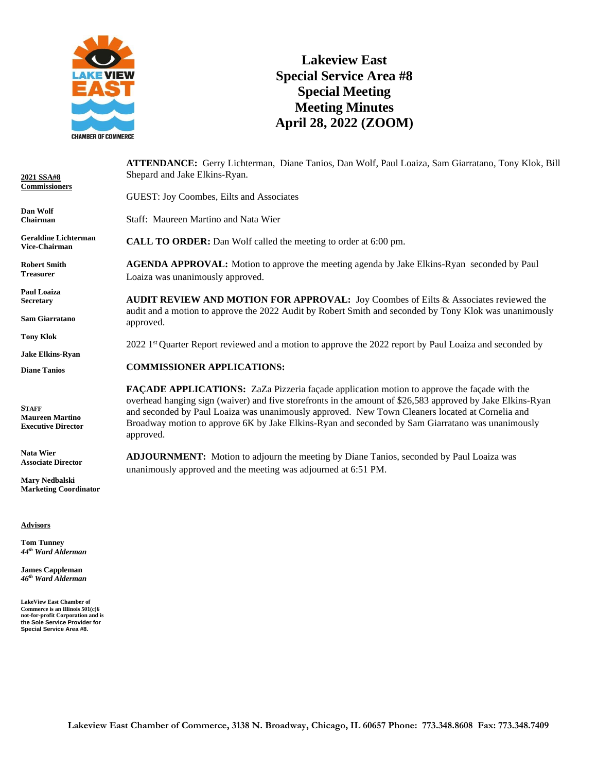# Lakeview East
# Special Service Area #8
# Special Meeting
# Meeting Minutes
# April 28, 2022 (ZOOM)

**2021 SSA#8 Commissioners**

**Dan Wolf**
**Chairman**

**Geraldine Lichterman**
**Vice-Chairman**

**Robert Smith**
**Treasurer**

**Paul Loaiza**
**Secretary**

**Sam Giarratano**

**Tony Klok**

**Jake Elkins-Ryan**

**Diane Tanios**

**STAFF**
**Maureen Martino**
**Executive Director**

**Nata Wier**
**Associate Director**

**Mary Nedbalski**
**Marketing Coordinator**

**Advisors**

**Tom Tunney**
***44th Ward Alderman***

**James Cappleman**
***46th Ward Alderman***

**LakeView East Chamber of Commerce is an Illinois 501(c)6 not-for-profit Corporation and is the Sole Service Provider for Special Service Area #8.**

**ATTENDANCE:** Gerry Lichterman, Diane Tanios, Dan Wolf, Paul Loaiza, Sam Giarratano, Tony Klok, Bill Shepard and Jake Elkins-Ryan.

GUEST: Joy Coombes, Eilts and Associates

Staff: Maureen Martino and Nata Wier

**CALL TO ORDER:** Dan Wolf called the meeting to order at 6:00 pm.

**AGENDA APPROVAL:** Motion to approve the meeting agenda by Jake Elkins-Ryan seconded by Paul Loaiza was unanimously approved.

**AUDIT REVIEW AND MOTION FOR APPROVAL:** Joy Coombes of Eilts & Associates reviewed the audit and a motion to approve the 2022 Audit by Robert Smith and seconded by Tony Klok was unanimously approved.

2022 1st Quarter Report reviewed and a motion to approve the 2022 report by Paul Loaiza and seconded by

**COMMISSIONER APPLICATIONS:**

**FAÇADE APPLICATIONS:** ZaZa Pizzeria façade application motion to approve the façade with the overhead hanging sign (waiver) and five storefronts in the amount of $26,583 approved by Jake Elkins-Ryan and seconded by Paul Loaiza was unanimously approved. New Town Cleaners located at Cornelia and Broadway motion to approve 6K by Jake Elkins-Ryan and seconded by Sam Giarratano was unanimously approved.

**ADJOURNMENT:** Motion to adjourn the meeting by Diane Tanios, seconded by Paul Loaiza was unanimously approved and the meeting was adjourned at 6:51 PM.

**Lakeview East Chamber of Commerce, 3138 N. Broadway, Chicago, IL 60657 Phone: 773.348.8608 Fax: 773.348.7409**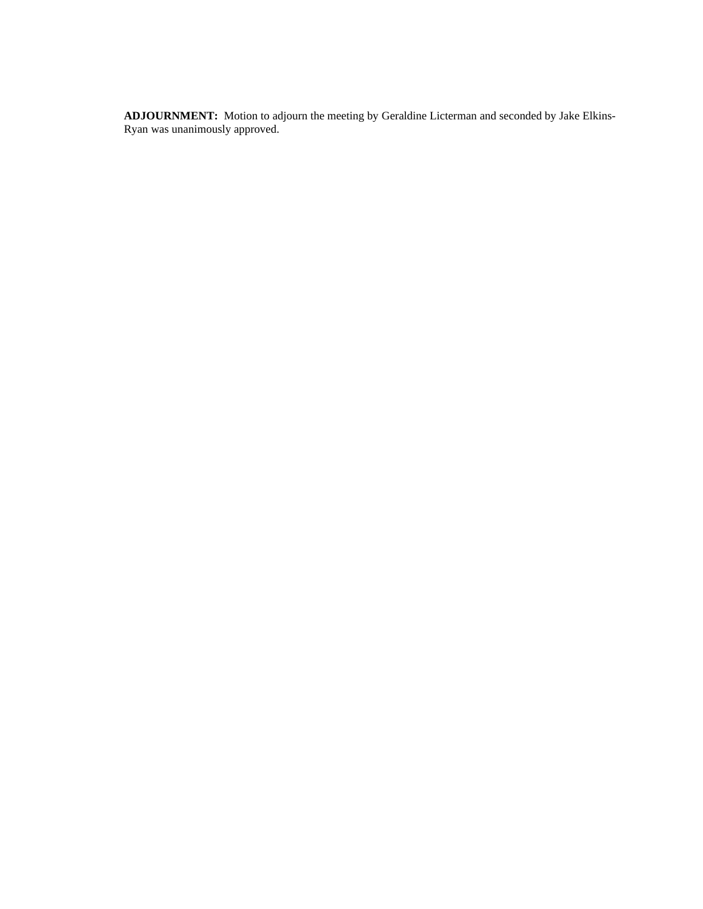**ADJOURNMENT:** Motion to adjourn the meeting by Geraldine Licterman and seconded by Jake Elkins-Ryan was unanimously approved.